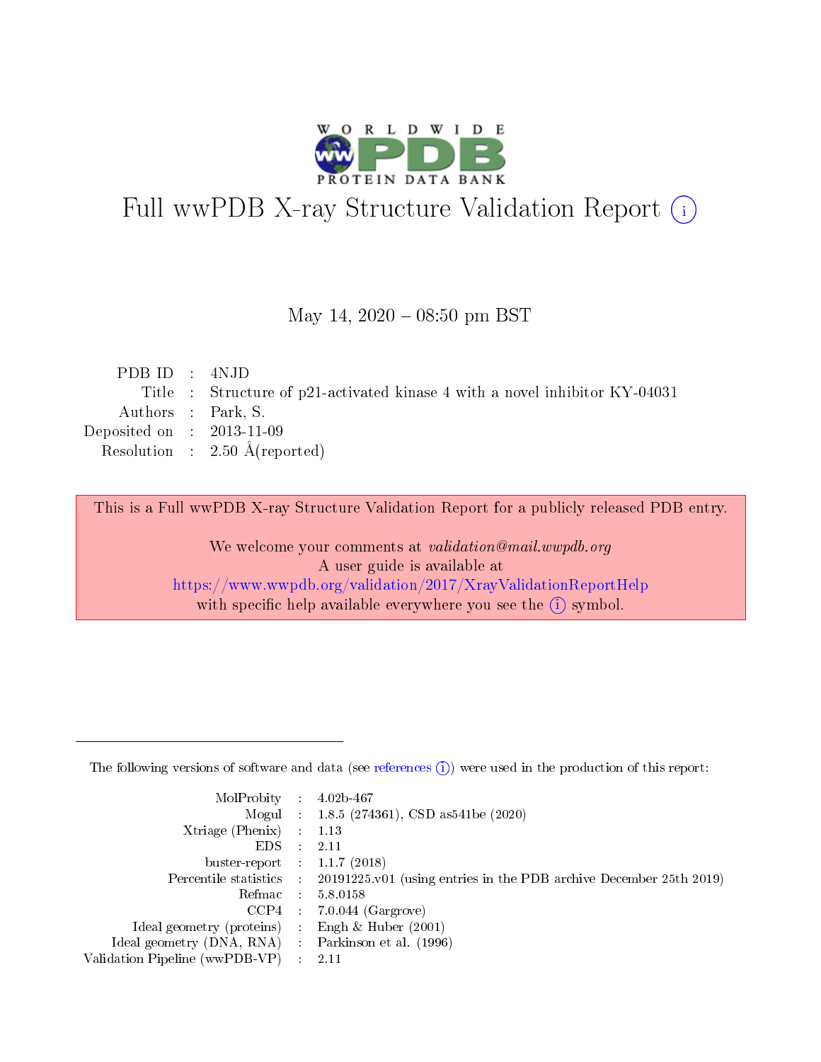# Full wwPDB X-ray Structure Validation Report (i)

May 14, 2020 – 08:50 pm BST

| | | |
|---|---|---|
| PDB ID | : | 4NJD |
| Title | : | Structure of p21-activated kinase 4 with a novel inhibitor KY-04031 |
| Authors | : | Park, S. |
| Deposited on | : | 2013-11-09 |
| Resolution | : | 2.50 Å(reported) |

This is a Full wwPDB X-ray Structure Validation Report for a publicly released PDB entry.

We welcome your comments at *validation@mail.wwpdb.org*
A user guide is available at
https://www.wwpdb.org/validation/2017/XrayValidationReportHelp
with specific help available everywhere you see the (i) symbol.

The following versions of software and data (see references (i)) were used in the production of this report:

| | | |
|---|---|---|
| MolProbity | : | 4.02b-467 |
| Mogul | : | 1.8.5 (274361), CSD as541be (2020) |
| Xtriage (Phenix) | : | 1.13 |
| EDS | : | 2.11 |
| buster-report | : | 1.1.7 (2018) |
| Percentile statistics | : | 20191225.v01 (using entries in the PDB archive December 25th 2019) |
| Refmac | : | 5.8.0158 |
| CCP4 | : | 7.0.044 (Gargrove) |
| Ideal geometry (proteins) | : | Engh & Huber (2001) |
| Ideal geometry (DNA, RNA) | : | Parkinson et al. (1996) |
| Validation Pipeline (wwPDB-VP) | : | 2.11 |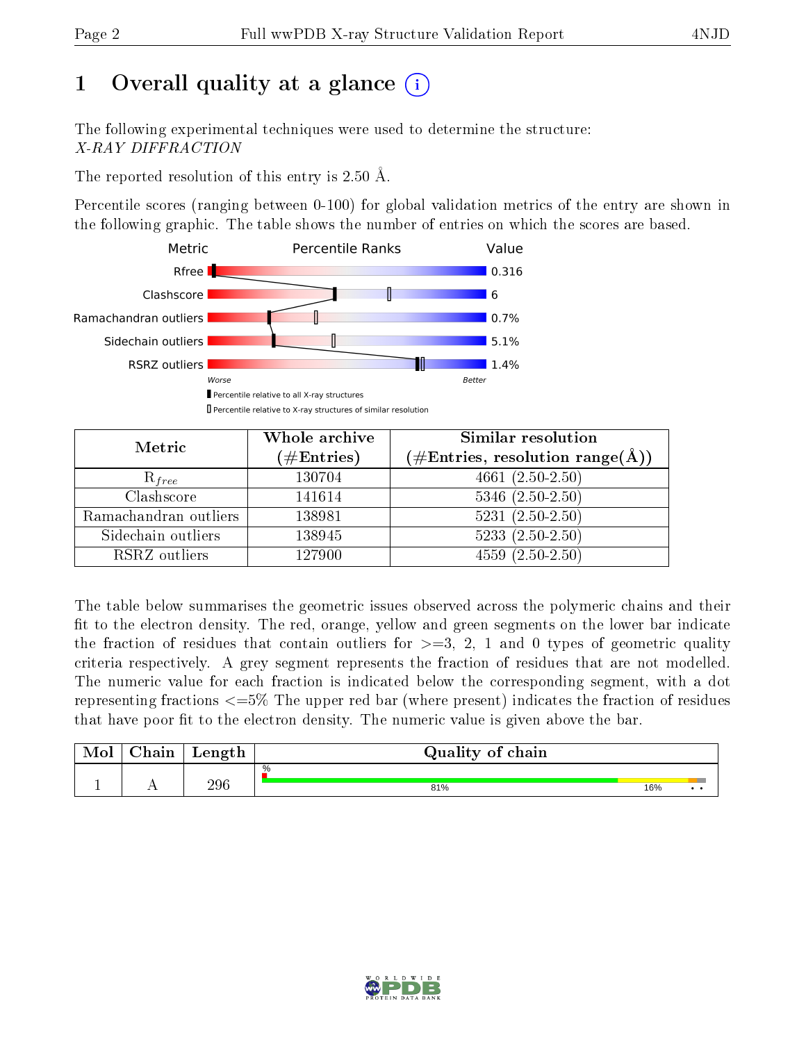# 1 Overall quality at a glance

The following experimental techniques were used to determine the structure:
*X-RAY DIFFRACTION*

The reported resolution of this entry is 2.50 Å.

Percentile scores (ranging between 0-100) for global validation metrics of the entry are shown in the following graphic. The table shows the number of entries on which the scores are based.

| Metric | Value |
|---|---|
| Rfree | 0.316 |
| Clashscore | 6 |
| Ramachandran outliers | 0.7% |
| Sidechain outliers | 5.1% |
| RSRZ outliers | 1.4% |

Worse — Better

▮ Percentile relative to all X-ray structures
▯ Percentile relative to X-ray structures of similar resolution

| Metric | Whole archive (#Entries) | Similar resolution (#Entries, resolution range(Å)) |
|---|---|---|
| $R_{free}$ | 130704 | 4661 (2.50-2.50) |
| Clashscore | 141614 | 5346 (2.50-2.50) |
| Ramachandran outliers | 138981 | 5231 (2.50-2.50) |
| Sidechain outliers | 138945 | 5233 (2.50-2.50) |
| RSRZ outliers | 127900 | 4559 (2.50-2.50) |

The table below summarises the geometric issues observed across the polymeric chains and their fit to the electron density. The red, orange, yellow and green segments on the lower bar indicate the fraction of residues that contain outliers for >=3, 2, 1 and 0 types of geometric quality criteria respectively. A grey segment represents the fraction of residues that are not modelled. The numeric value for each fraction is indicated below the corresponding segment, with a dot representing fractions <=5% The upper red bar (where present) indicates the fraction of residues that have poor fit to the electron density. The numeric value is given above the bar.

| Mol | Chain | Length | Quality of chain |
|---|---|---|---|
| 1 | A | 296 | % / 81% / 16% / • • |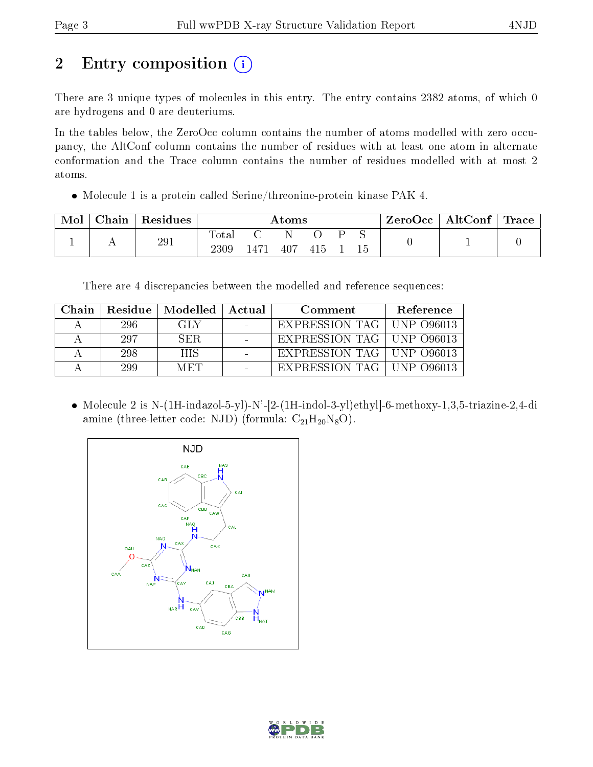# 2 Entry composition (i)

There are 3 unique types of molecules in this entry. The entry contains 2382 atoms, of which 0 are hydrogens and 0 are deuteriums.

In the tables below, the ZeroOcc column contains the number of atoms modelled with zero occupancy, the AltConf column contains the number of residues with at least one atom in alternate conformation and the Trace column contains the number of residues modelled with at most 2 atoms.

- Molecule 1 is a protein called Serine/threonine-protein kinase PAK 4.

| Mol | Chain | Residues | Atoms | | | | | | ZeroOcc | AltConf | Trace |
|---|---|---|---|---|---|---|---|---|---|---|---|
| | | | Total | C | N | O | P | S | | | |
| 1 | A | 291 | 2309 | 1471 | 407 | 415 | 1 | 15 | 0 | 1 | 0 |

There are 4 discrepancies between the modelled and reference sequences:

| Chain | Residue | Modelled | Actual | Comment | Reference |
|---|---|---|---|---|---|
| A | 296 | GLY | - | EXPRESSION TAG | UNP O96013 |
| A | 297 | SER | - | EXPRESSION TAG | UNP O96013 |
| A | 298 | HIS | - | EXPRESSION TAG | UNP O96013 |
| A | 299 | MET | - | EXPRESSION TAG | UNP O96013 |

- Molecule 2 is N-(1H-indazol-5-yl)-N'-[2-(1H-indol-3-yl)ethyl]-6-methoxy-1,3,5-triazine-2,4-diamine (three-letter code: NJD) (formula: $C_{21}H_{20}N_8O$).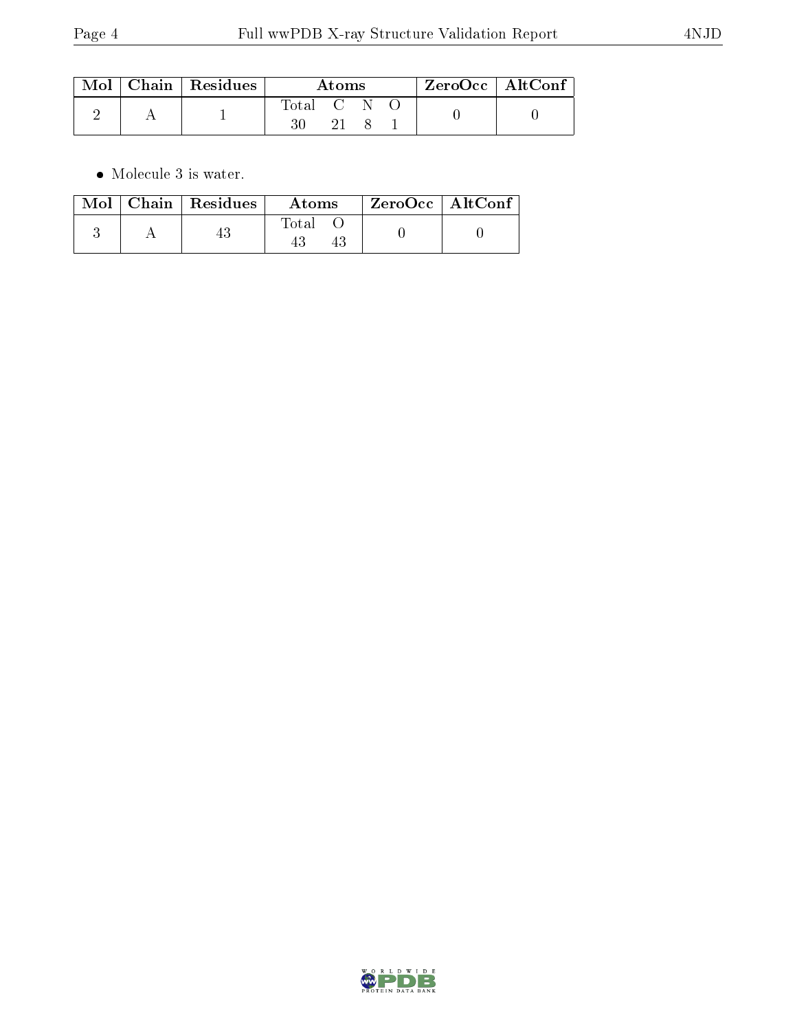| Mol | Chain | Residues | Atoms | | | | ZeroOcc | AltConf |
|---|---|---|---|---|---|---|---|---|
| 2 | A | 1 | Total | C | N | O | 0 | 0 |
| | | | 30 | 21 | 8 | 1 | | |

- Molecule 3 is water.

| Mol | Chain | Residues | Atoms | | ZeroOcc | AltConf |
|---|---|---|---|---|---|---|
| 3 | A | 43 | Total | O | 0 | 0 |
| | | | 43 | 43 | | |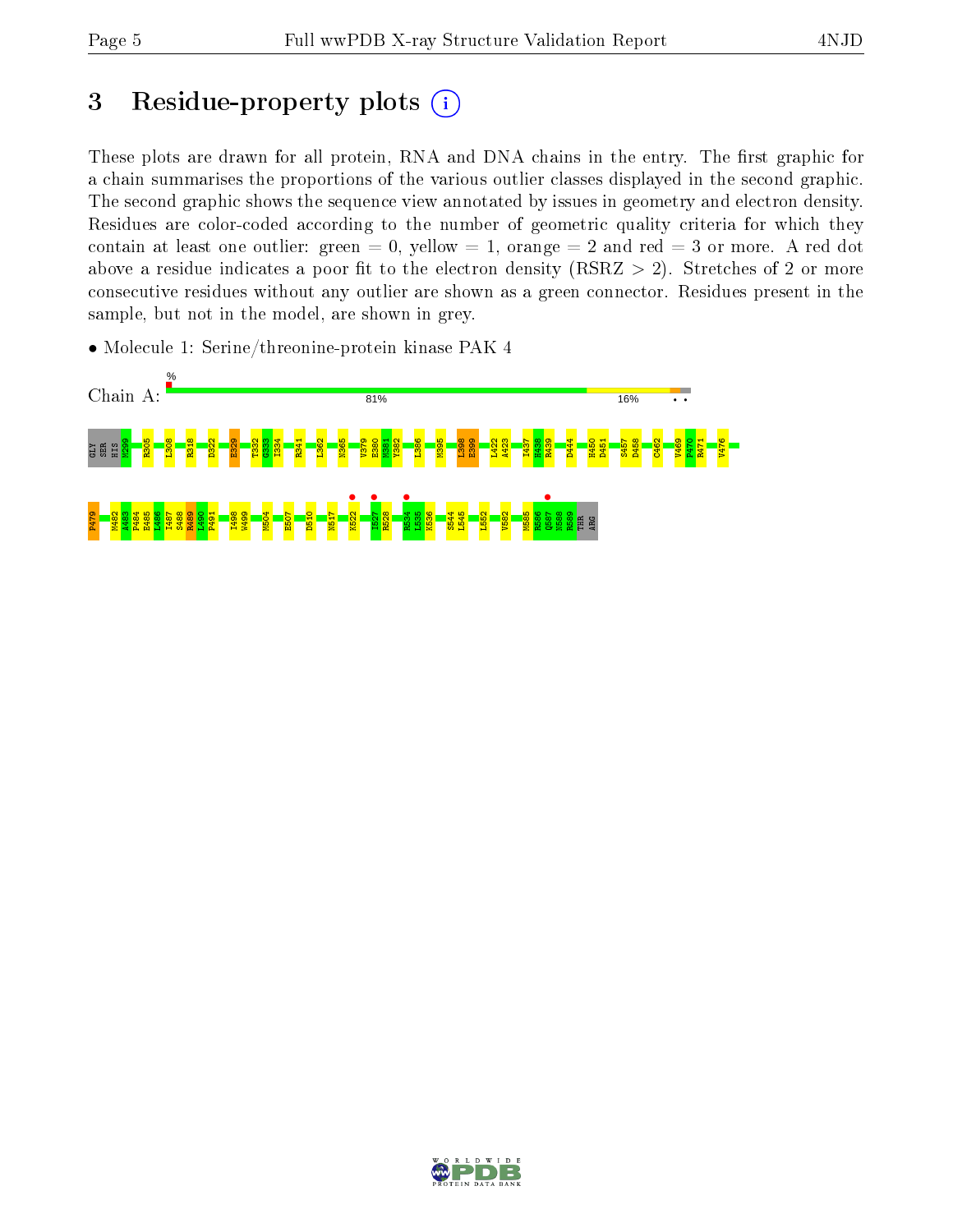# 3 Residue-property plots

These plots are drawn for all protein, RNA and DNA chains in the entry. The first graphic for a chain summarises the proportions of the various outlier classes displayed in the second graphic. The second graphic shows the sequence view annotated by issues in geometry and electron density. Residues are color-coded according to the number of geometric quality criteria for which they contain at least one outlier: green = 0, yellow = 1, orange = 2 and red = 3 or more. A red dot above a residue indicates a poor fit to the electron density (RSRZ > 2). Stretches of 2 or more consecutive residues without any outlier are shown as a green connector. Residues present in the sample, but not in the model, are shown in grey.

- Molecule 1: Serine/threonine-protein kinase PAK 4

Chain A: 81% 16%

GLY SER HIS M299 R305 L308 R318 D322 E329 T332 G333 I334 R341 L362 N365 V379 E380 M381 Y382 L386 M395 I398 E399 I422 A423 I437 H438 R439 D444 H450 D451 S457 D458 C462 V469 P470 R471 V476

P479 M482 A483 P484 E485 L486 I487 S488 R489 L490 P491 I498 W499 M504 E507 D510 N517 K522 I527 R528 R534 L535 K536 S544 L545 L552 V582 M585 R586 Q587 N588 R589 THR ARG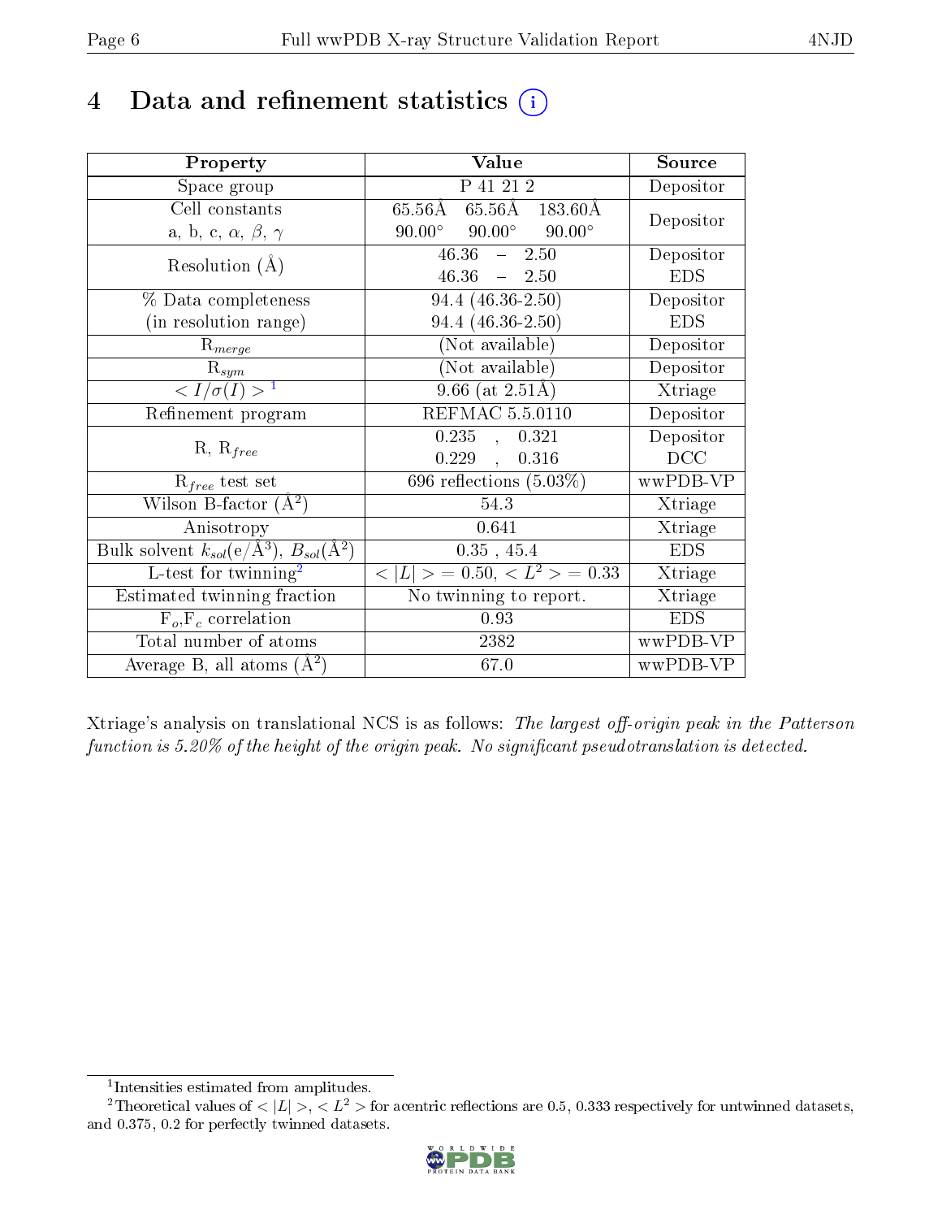# 4 Data and refinement statistics (i)

| Property | Value | Source |
|---|---|---|
| Space group | P 41 21 2 | Depositor |
| Cell constants<br>a, b, c, $\alpha$, $\beta$, $\gamma$ | 65.56Å 65.56Å 183.60Å<br>90.00° 90.00° 90.00° | Depositor |
| Resolution (Å) | 46.36 – 2.50<br>46.36 – 2.50 | Depositor<br>EDS |
| % Data completeness<br>(in resolution range) | 94.4 (46.36-2.50)<br>94.4 (46.36-2.50) | Depositor<br>EDS |
| $R_{merge}$ | (Not available) | Depositor |
| $R_{sym}$ | (Not available) | Depositor |
| $< I/\sigma(I) >$ [1] | 9.66 (at 2.51Å) | Xtriage |
| Refinement program | REFMAC 5.5.0110 | Depositor |
| R, $R_{free}$ | 0.235 , 0.321<br>0.229 , 0.316 | Depositor<br>DCC |
| $R_{free}$ test set | 696 reflections (5.03%) | wwPDB-VP |
| Wilson B-factor (Å$^2$) | 54.3 | Xtriage |
| Anisotropy | 0.641 | Xtriage |
| Bulk solvent $k_{sol}$(e/Å$^3$), $B_{sol}$(Å$^2$) | 0.35 , 45.4 | EDS |
| L-test for twinning[2] | $<\|L\|>$ = 0.50, $< L^2 >$ = 0.33 | Xtriage |
| Estimated twinning fraction | No twinning to report. | Xtriage |
| $F_o$,$F_c$ correlation | 0.93 | EDS |
| Total number of atoms | 2382 | wwPDB-VP |
| Average B, all atoms (Å$^2$) | 67.0 | wwPDB-VP |

Xtriage's analysis on translational NCS is as follows: *The largest off-origin peak in the Patterson function is 5.20% of the height of the origin peak. No significant pseudotranslation is detected.*

[1] Intensities estimated from amplitudes.
[2] Theoretical values of $<|L|>$, $< L^2 >$ for acentric reflections are 0.5, 0.333 respectively for untwinned datasets, and 0.375, 0.2 for perfectly twinned datasets.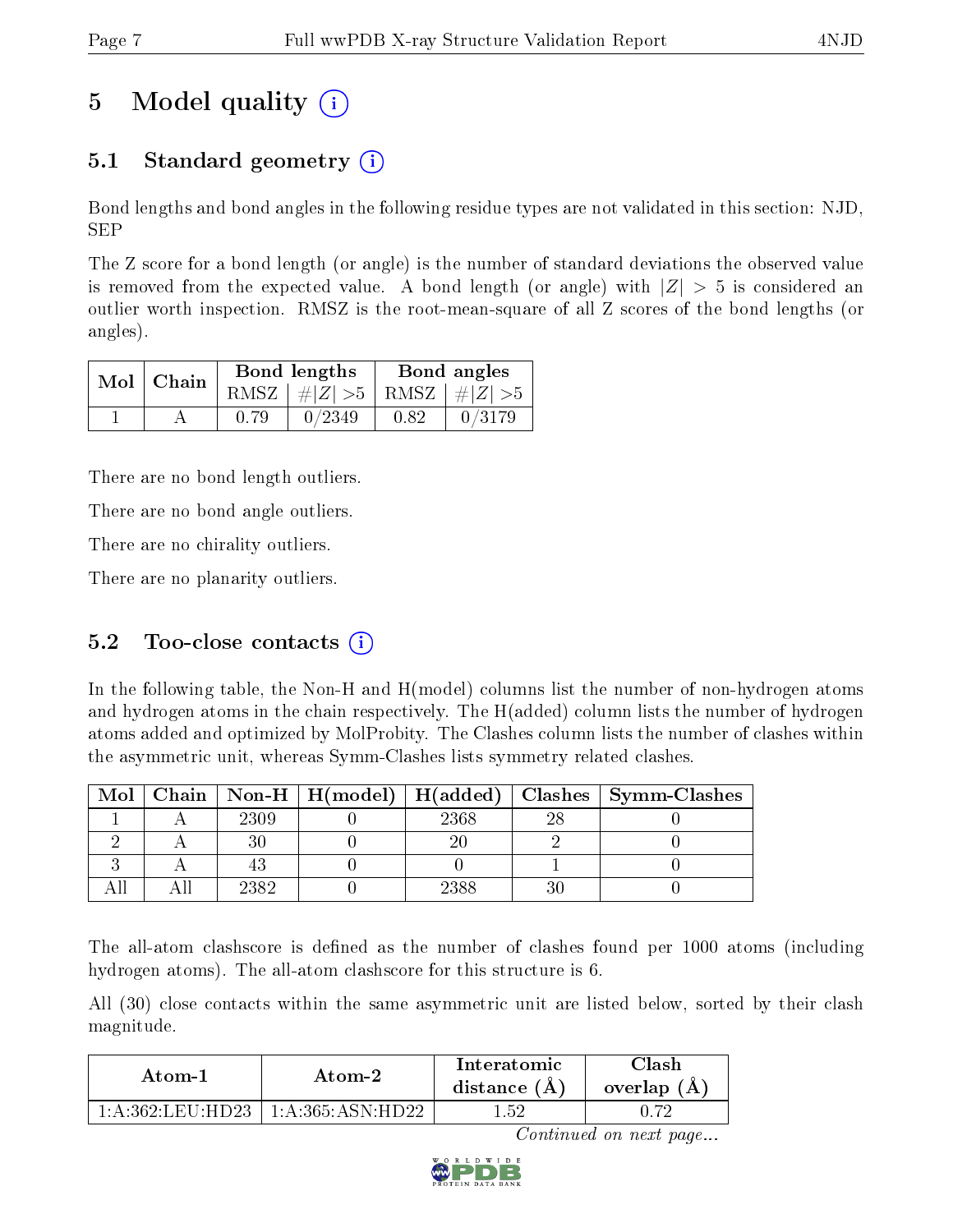# 5 Model quality

## 5.1 Standard geometry

Bond lengths and bond angles in the following residue types are not validated in this section: NJD, SEP

The Z score for a bond length (or angle) is the number of standard deviations the observed value is removed from the expected value. A bond length (or angle) with $|Z| > 5$ is considered an outlier worth inspection. RMSZ is the root-mean-square of all Z scores of the bond lengths (or angles).

| Mol | Chain | Bond lengths | | Bond angles | |
|---|---|---|---|---|---|
| | | RMSZ | $\#\|Z\| > 5$ | RMSZ | $\#\|Z\| > 5$ |
| 1 | A | 0.79 | 0/2349 | 0.82 | 0/3179 |

There are no bond length outliers.

There are no bond angle outliers.

There are no chirality outliers.

There are no planarity outliers.

## 5.2 Too-close contacts

In the following table, the Non-H and H(model) columns list the number of non-hydrogen atoms and hydrogen atoms in the chain respectively. The H(added) column lists the number of hydrogen atoms added and optimized by MolProbity. The Clashes column lists the number of clashes within the asymmetric unit, whereas Symm-Clashes lists symmetry related clashes.

| Mol | Chain | Non-H | H(model) | H(added) | Clashes | Symm-Clashes |
|---|---|---|---|---|---|---|
| 1 | A | 2309 | 0 | 2368 | 28 | 0 |
| 2 | A | 30 | 0 | 20 | 2 | 0 |
| 3 | A | 43 | 0 | 0 | 1 | 0 |
| All | All | 2382 | 0 | 2388 | 30 | 0 |

The all-atom clashscore is defined as the number of clashes found per 1000 atoms (including hydrogen atoms). The all-atom clashscore for this structure is 6.

All (30) close contacts within the same asymmetric unit are listed below, sorted by their clash magnitude.

| Atom-1 | Atom-2 | Interatomic distance (Å) | Clash overlap (Å) |
|---|---|---|---|
| 1:A:362:LEU:HD23 | 1:A:365:ASN:HD22 | 1.52 | 0.72 |

*Continued on next page...*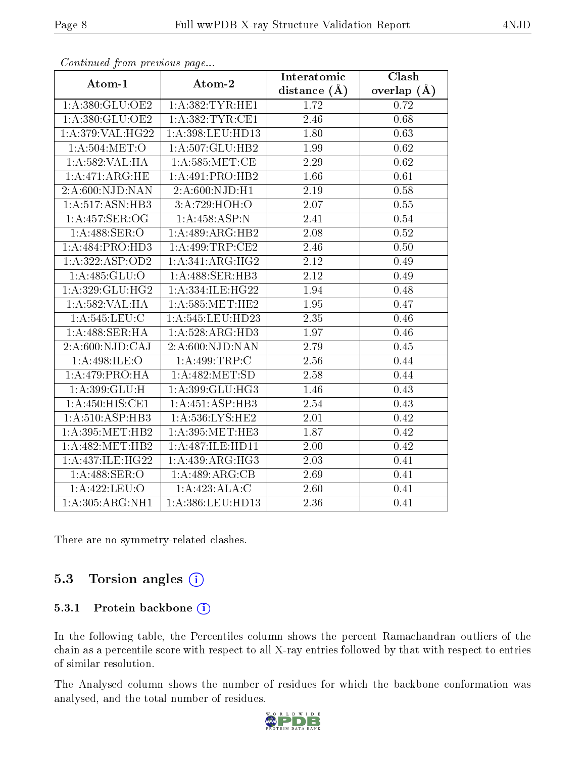*Continued from previous page...*

| Atom-1 | Atom-2 | Interatomic distance (Å) | Clash overlap (Å) |
|---|---|---|---|
| 1:A:380:GLU:OE2 | 1:A:382:TYR:HE1 | 1.72 | 0.72 |
| 1:A:380:GLU:OE2 | 1:A:382:TYR:CE1 | 2.46 | 0.68 |
| 1:A:379:VAL:HG22 | 1:A:398:LEU:HD13 | 1.80 | 0.63 |
| 1:A:504:MET:O | 1:A:507:GLU:HB2 | 1.99 | 0.62 |
| 1:A:582:VAL:HA | 1:A:585:MET:CE | 2.29 | 0.62 |
| 1:A:471:ARG:HE | 1:A:491:PRO:HB2 | 1.66 | 0.61 |
| 2:A:600:NJD:NAN | 2:A:600:NJD:H1 | 2.19 | 0.58 |
| 1:A:517:ASN:HB3 | 3:A:729:HOH:O | 2.07 | 0.55 |
| 1:A:457:SER:OG | 1:A:458:ASP:N | 2.41 | 0.54 |
| 1:A:488:SER:O | 1:A:489:ARG:HB2 | 2.08 | 0.52 |
| 1:A:484:PRO:HD3 | 1:A:499:TRP:CE2 | 2.46 | 0.50 |
| 1:A:322:ASP:OD2 | 1:A:341:ARG:HG2 | 2.12 | 0.49 |
| 1:A:485:GLU:O | 1:A:488:SER:HB3 | 2.12 | 0.49 |
| 1:A:329:GLU:HG2 | 1:A:334:ILE:HG22 | 1.94 | 0.48 |
| 1:A:582:VAL:HA | 1:A:585:MET:HE2 | 1.95 | 0.47 |
| 1:A:545:LEU:C | 1:A:545:LEU:HD23 | 2.35 | 0.46 |
| 1:A:488:SER:HA | 1:A:528:ARG:HD3 | 1.97 | 0.46 |
| 2:A:600:NJD:CAJ | 2:A:600:NJD:NAN | 2.79 | 0.45 |
| 1:A:498:ILE:O | 1:A:499:TRP:C | 2.56 | 0.44 |
| 1:A:479:PRO:HA | 1:A:482:MET:SD | 2.58 | 0.44 |
| 1:A:399:GLU:H | 1:A:399:GLU:HG3 | 1.46 | 0.43 |
| 1:A:450:HIS:CE1 | 1:A:451:ASP:HB3 | 2.54 | 0.43 |
| 1:A:510:ASP:HB3 | 1:A:536:LYS:HE2 | 2.01 | 0.42 |
| 1:A:395:MET:HB2 | 1:A:395:MET:HE3 | 1.87 | 0.42 |
| 1:A:482:MET:HB2 | 1:A:487:ILE:HD11 | 2.00 | 0.42 |
| 1:A:437:ILE:HG22 | 1:A:439:ARG:HG3 | 2.03 | 0.41 |
| 1:A:488:SER:O | 1:A:489:ARG:CB | 2.69 | 0.41 |
| 1:A:422:LEU:O | 1:A:423:ALA:C | 2.60 | 0.41 |
| 1:A:305:ARG:NH1 | 1:A:386:LEU:HD13 | 2.36 | 0.41 |

There are no symmetry-related clashes.

## 5.3 Torsion angles

### 5.3.1 Protein backbone

In the following table, the Percentiles column shows the percent Ramachandran outliers of the chain as a percentile score with respect to all X-ray entries followed by that with respect to entries of similar resolution.

The Analysed column shows the number of residues for which the backbone conformation was analysed, and the total number of residues.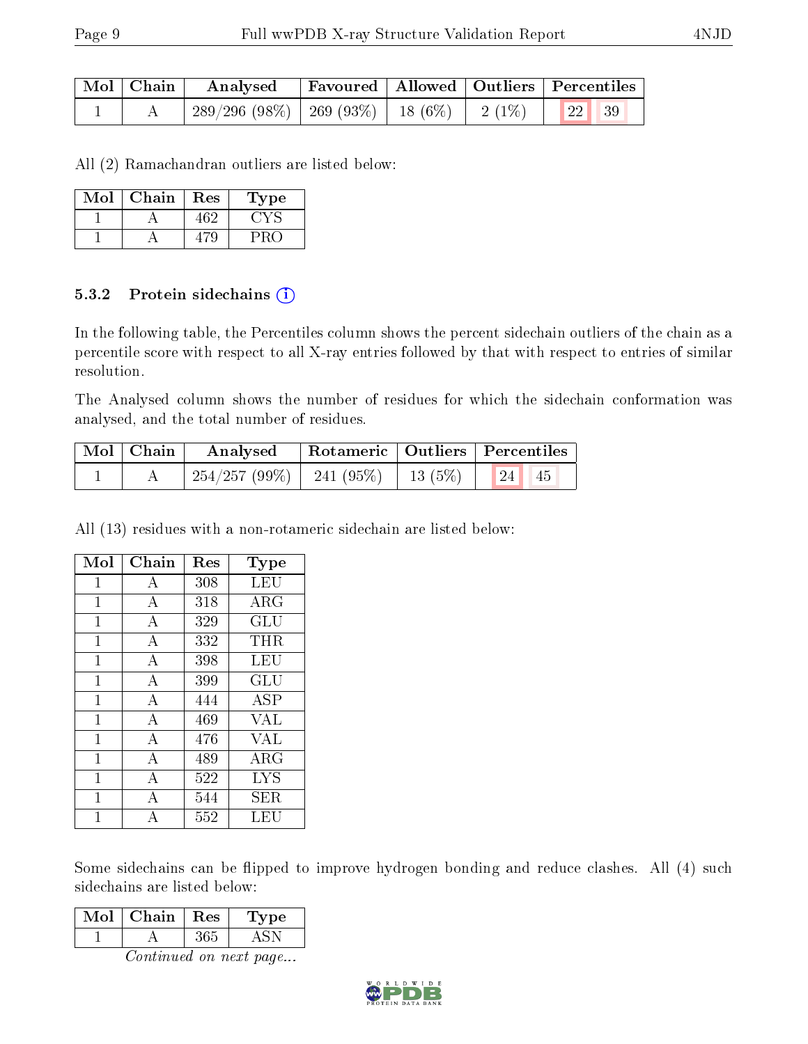| Mol | Chain | Analysed | Favoured | Allowed | Outliers | Percentiles | |
|---|---|---|---|---|---|---|---|
| 1 | A | 289/296 (98%) | 269 (93%) | 18 (6%) | 2 (1%) | 22 | 39 |

All (2) Ramachandran outliers are listed below:

| Mol | Chain | Res | Type |
|---|---|---|---|
| 1 | A | 462 | CYS |
| 1 | A | 479 | PRO |

### 5.3.2 Protein sidechains

In the following table, the Percentiles column shows the percent sidechain outliers of the chain as a percentile score with respect to all X-ray entries followed by that with respect to entries of similar resolution.

The Analysed column shows the number of residues for which the sidechain conformation was analysed, and the total number of residues.

| Mol | Chain | Analysed | Rotameric | Outliers | Percentiles | |
|---|---|---|---|---|---|---|
| 1 | A | 254/257 (99%) | 241 (95%) | 13 (5%) | 24 | 45 |

All (13) residues with a non-rotameric sidechain are listed below:

| Mol | Chain | Res | Type |
|---|---|---|---|
| 1 | A | 308 | LEU |
| 1 | A | 318 | ARG |
| 1 | A | 329 | GLU |
| 1 | A | 332 | THR |
| 1 | A | 398 | LEU |
| 1 | A | 399 | GLU |
| 1 | A | 444 | ASP |
| 1 | A | 469 | VAL |
| 1 | A | 476 | VAL |
| 1 | A | 489 | ARG |
| 1 | A | 522 | LYS |
| 1 | A | 544 | SER |
| 1 | A | 552 | LEU |

Some sidechains can be flipped to improve hydrogen bonding and reduce clashes. All (4) such sidechains are listed below:

| Mol | Chain | Res | Type |
|---|---|---|---|
| 1 | A | 365 | ASN |

*Continued on next page...*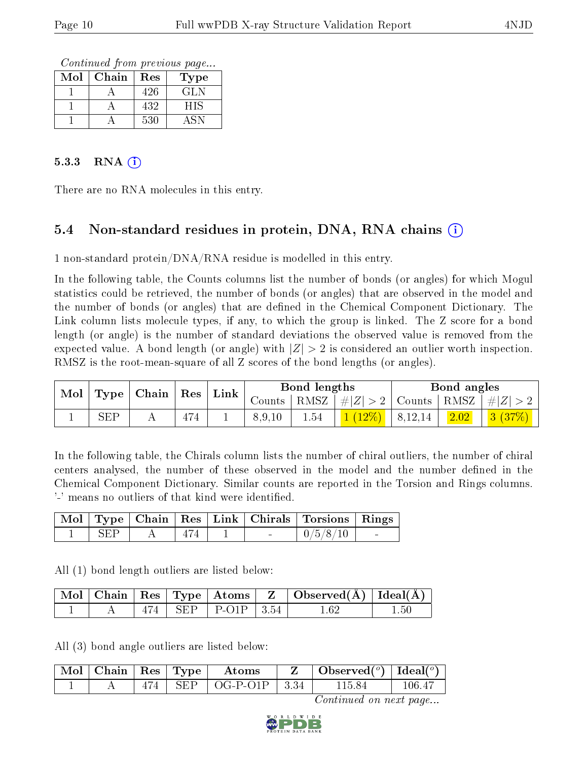*Continued from previous page...*

| Mol | Chain | Res | Type |
|---|---|---|---|
| 1 | A | 426 | GLN |
| 1 | A | 432 | HIS |
| 1 | A | 530 | ASN |

#### 5.3.3 RNA (i)

There are no RNA molecules in this entry.

### 5.4 Non-standard residues in protein, DNA, RNA chains (i)

1 non-standard protein/DNA/RNA residue is modelled in this entry.

In the following table, the Counts columns list the number of bonds (or angles) for which Mogul statistics could be retrieved, the number of bonds (or angles) that are observed in the model and the number of bonds (or angles) that are defined in the Chemical Component Dictionary. The Link column lists molecule types, if any, to which the group is linked. The Z score for a bond length (or angle) is the number of standard deviations the observed value is removed from the expected value. A bond length (or angle) with $|Z| > 2$ is considered an outlier worth inspection. RMSZ is the root-mean-square of all Z scores of the bond lengths (or angles).

| Mol | Type | Chain | Res | Link | Bond lengths | | | Bond angles | | |
|---|---|---|---|---|---|---|---|---|---|---|
| | | | | | Counts | RMSZ | $\#\|Z\| > 2$ | Counts | RMSZ | $\#\|Z\| > 2$ |
| 1 | SEP | A | 474 | 1 | 8,9,10 | 1.54 | 1 (12%) | 8,12,14 | 2.02 | 3 (37%) |

In the following table, the Chirals column lists the number of chiral outliers, the number of chiral centers analysed, the number of these observed in the model and the number defined in the Chemical Component Dictionary. Similar counts are reported in the Torsion and Rings columns. '-' means no outliers of that kind were identified.

| Mol | Type | Chain | Res | Link | Chirals | Torsions | Rings |
|---|---|---|---|---|---|---|---|
| 1 | SEP | A | 474 | 1 | - | 0/5/8/10 | - |

All (1) bond length outliers are listed below:

| Mol | Chain | Res | Type | Atoms | Z | Observed(Å) | Ideal(Å) |
|---|---|---|---|---|---|---|---|
| 1 | A | 474 | SEP | P-O1P | 3.54 | 1.62 | 1.50 |

All (3) bond angle outliers are listed below:

| Mol | Chain | Res | Type | Atoms | Z | Observed(°) | Ideal(°) |
|---|---|---|---|---|---|---|---|
| 1 | A | 474 | SEP | OG-P-O1P | 3.34 | 115.84 | 106.47 |

*Continued on next page...*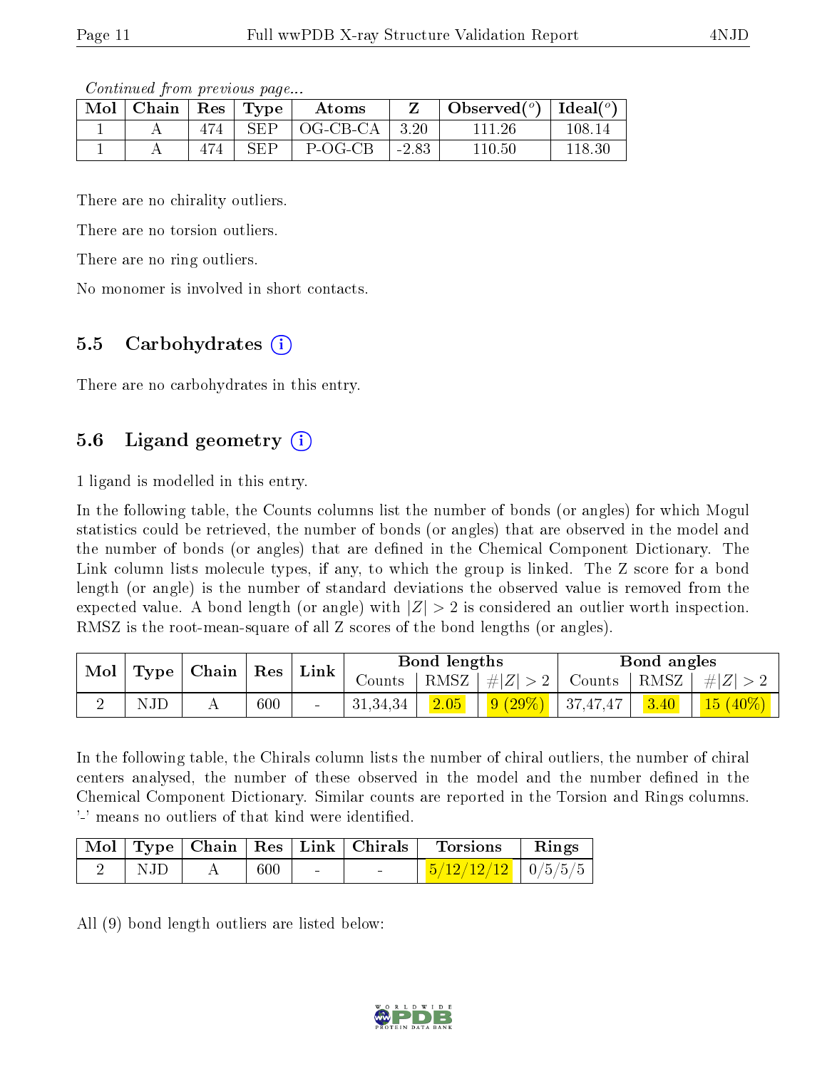*Continued from previous page...*

| Mol | Chain | Res | Type | Atoms | Z | Observed(°) | Ideal(°) |
|---|---|---|---|---|---|---|---|
| 1 | A | 474 | SEP | OG-CB-CA | 3.20 | 111.26 | 108.14 |
| 1 | A | 474 | SEP | P-OG-CB | -2.83 | 110.50 | 118.30 |

There are no chirality outliers.

There are no torsion outliers.

There are no ring outliers.

No monomer is involved in short contacts.

### 5.5 Carbohydrates (i)

There are no carbohydrates in this entry.

### 5.6 Ligand geometry (i)

1 ligand is modelled in this entry.

In the following table, the Counts columns list the number of bonds (or angles) for which Mogul statistics could be retrieved, the number of bonds (or angles) that are observed in the model and the number of bonds (or angles) that are defined in the Chemical Component Dictionary. The Link column lists molecule types, if any, to which the group is linked. The Z score for a bond length (or angle) is the number of standard deviations the observed value is removed from the expected value. A bond length (or angle) with $|Z| > 2$ is considered an outlier worth inspection. RMSZ is the root-mean-square of all Z scores of the bond lengths (or angles).

| Mol | Type | Chain | Res | Link | Bond lengths | | | Bond angles | | |
|---|---|---|---|---|---|---|---|---|---|---|
| | | | | | Counts | RMSZ | $\#\|Z\| > 2$ | Counts | RMSZ | $\#\|Z\| > 2$ |
| 2 | NJD | A | 600 | - | 31,34,34 | 2.05 | 9 (29%) | 37,47,47 | 3.40 | 15 (40%) |

In the following table, the Chirals column lists the number of chiral outliers, the number of chiral centers analysed, the number of these observed in the model and the number defined in the Chemical Component Dictionary. Similar counts are reported in the Torsion and Rings columns. '-' means no outliers of that kind were identified.

| Mol | Type | Chain | Res | Link | Chirals | Torsions | Rings |
|---|---|---|---|---|---|---|---|
| 2 | NJD | A | 600 | - | - | 5/12/12/12 | 0/5/5/5 |

All (9) bond length outliers are listed below: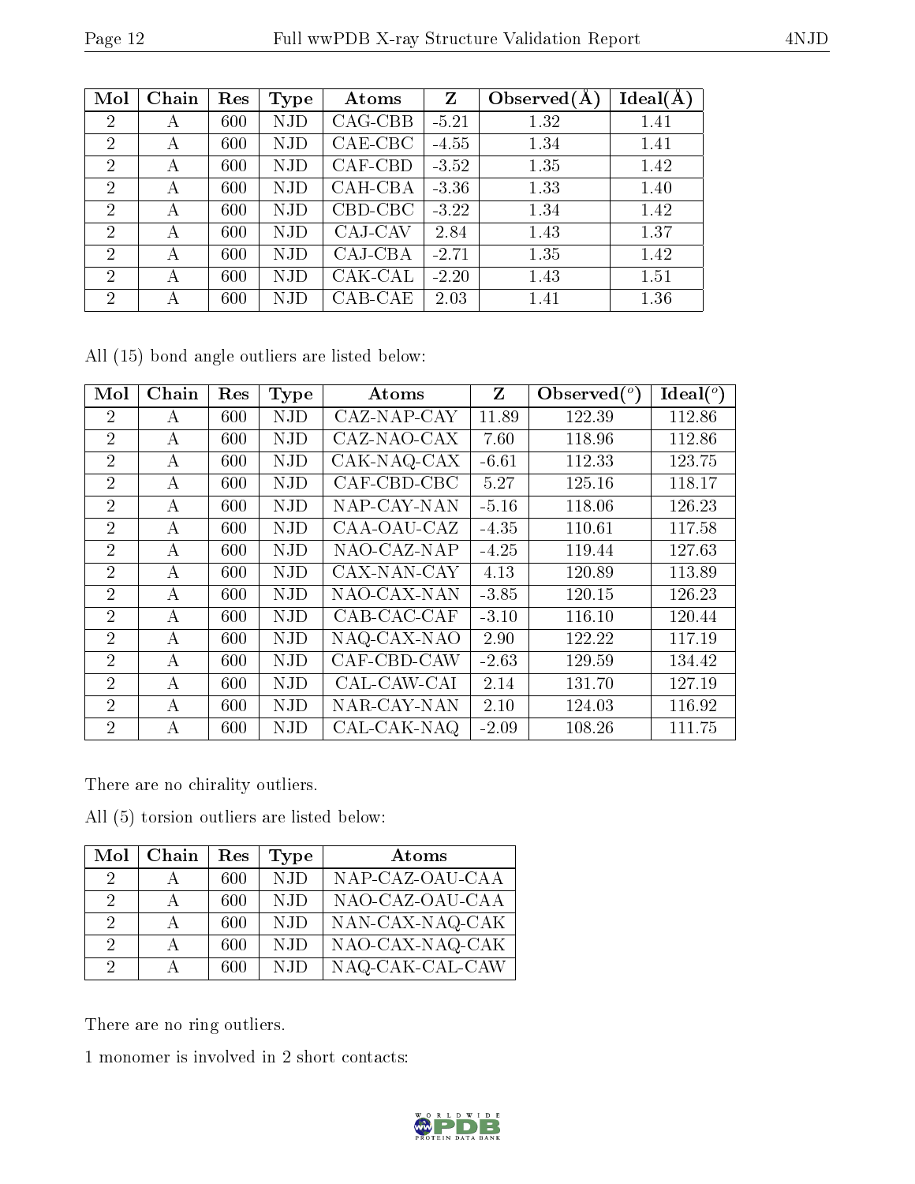| Mol | Chain | Res | Type | Atoms | Z | Observed(Å) | Ideal(Å) |
|---|---|---|---|---|---|---|---|
| 2 | A | 600 | NJD | CAG-CBB | -5.21 | 1.32 | 1.41 |
| 2 | A | 600 | NJD | CAE-CBC | -4.55 | 1.34 | 1.41 |
| 2 | A | 600 | NJD | CAF-CBD | -3.52 | 1.35 | 1.42 |
| 2 | A | 600 | NJD | CAH-CBA | -3.36 | 1.33 | 1.40 |
| 2 | A | 600 | NJD | CBD-CBC | -3.22 | 1.34 | 1.42 |
| 2 | A | 600 | NJD | CAJ-CAV | 2.84 | 1.43 | 1.37 |
| 2 | A | 600 | NJD | CAJ-CBA | -2.71 | 1.35 | 1.42 |
| 2 | A | 600 | NJD | CAK-CAL | -2.20 | 1.43 | 1.51 |
| 2 | A | 600 | NJD | CAB-CAE | 2.03 | 1.41 | 1.36 |

All (15) bond angle outliers are listed below:

| Mol | Chain | Res | Type | Atoms | Z | Observed(°) | Ideal(°) |
|---|---|---|---|---|---|---|---|
| 2 | A | 600 | NJD | CAZ-NAP-CAY | 11.89 | 122.39 | 112.86 |
| 2 | A | 600 | NJD | CAZ-NAO-CAX | 7.60 | 118.96 | 112.86 |
| 2 | A | 600 | NJD | CAK-NAQ-CAX | -6.61 | 112.33 | 123.75 |
| 2 | A | 600 | NJD | CAF-CBD-CBC | 5.27 | 125.16 | 118.17 |
| 2 | A | 600 | NJD | NAP-CAY-NAN | -5.16 | 118.06 | 126.23 |
| 2 | A | 600 | NJD | CAA-OAU-CAZ | -4.35 | 110.61 | 117.58 |
| 2 | A | 600 | NJD | NAO-CAZ-NAP | -4.25 | 119.44 | 127.63 |
| 2 | A | 600 | NJD | CAX-NAN-CAY | 4.13 | 120.89 | 113.89 |
| 2 | A | 600 | NJD | NAO-CAX-NAN | -3.85 | 120.15 | 126.23 |
| 2 | A | 600 | NJD | CAB-CAC-CAF | -3.10 | 116.10 | 120.44 |
| 2 | A | 600 | NJD | NAQ-CAX-NAO | 2.90 | 122.22 | 117.19 |
| 2 | A | 600 | NJD | CAF-CBD-CAW | -2.63 | 129.59 | 134.42 |
| 2 | A | 600 | NJD | CAL-CAW-CAI | 2.14 | 131.70 | 127.19 |
| 2 | A | 600 | NJD | NAR-CAY-NAN | 2.10 | 124.03 | 116.92 |
| 2 | A | 600 | NJD | CAL-CAK-NAQ | -2.09 | 108.26 | 111.75 |

There are no chirality outliers.

All (5) torsion outliers are listed below:

| Mol | Chain | Res | Type | Atoms |
|---|---|---|---|---|
| 2 | A | 600 | NJD | NAP-CAZ-OAU-CAA |
| 2 | A | 600 | NJD | NAO-CAZ-OAU-CAA |
| 2 | A | 600 | NJD | NAN-CAX-NAQ-CAK |
| 2 | A | 600 | NJD | NAO-CAX-NAQ-CAK |
| 2 | A | 600 | NJD | NAQ-CAK-CAL-CAW |

There are no ring outliers.

1 monomer is involved in 2 short contacts: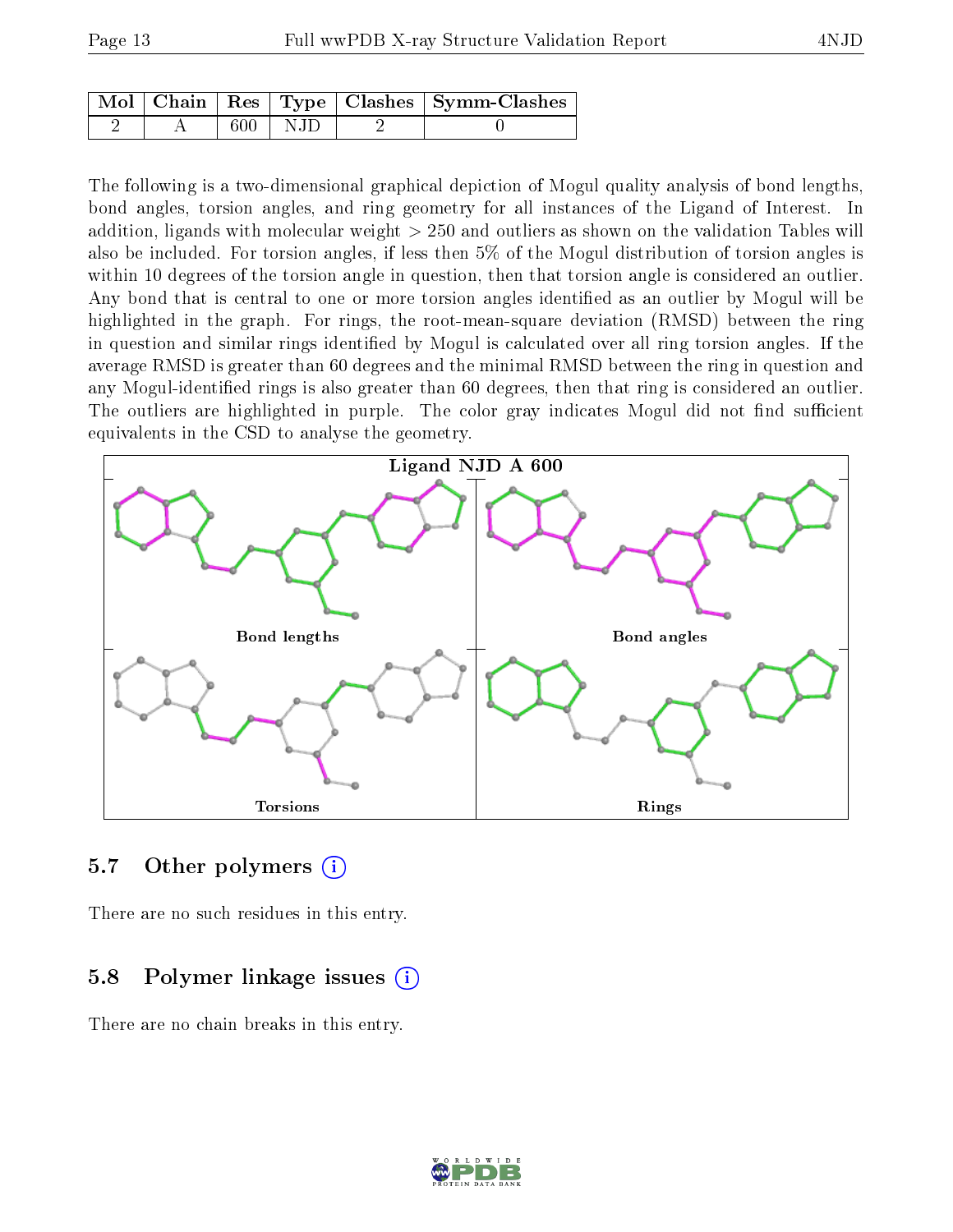| Mol | Chain | Res | Type | Clashes | Symm-Clashes |
|---|---|---|---|---|---|
| 2 | A | 600 | NJD | 2 | 0 |

The following is a two-dimensional graphical depiction of Mogul quality analysis of bond lengths, bond angles, torsion angles, and ring geometry for all instances of the Ligand of Interest. In addition, ligands with molecular weight > 250 and outliers as shown on the validation Tables will also be included. For torsion angles, if less then 5% of the Mogul distribution of torsion angles is within 10 degrees of the torsion angle in question, then that torsion angle is considered an outlier. Any bond that is central to one or more torsion angles identified as an outlier by Mogul will be highlighted in the graph. For rings, the root-mean-square deviation (RMSD) between the ring in question and similar rings identified by Mogul is calculated over all ring torsion angles. If the average RMSD is greater than 60 degrees and the minimal RMSD between the ring in question and any Mogul-identified rings is also greater than 60 degrees, then that ring is considered an outlier. The outliers are highlighted in purple. The color gray indicates Mogul did not find sufficient equivalents in the CSD to analyse the geometry.

Ligand NJD A 600

Bond lengths

Bond angles

Torsions

Rings

## 5.7 Other polymers

There are no such residues in this entry.

## 5.8 Polymer linkage issues

There are no chain breaks in this entry.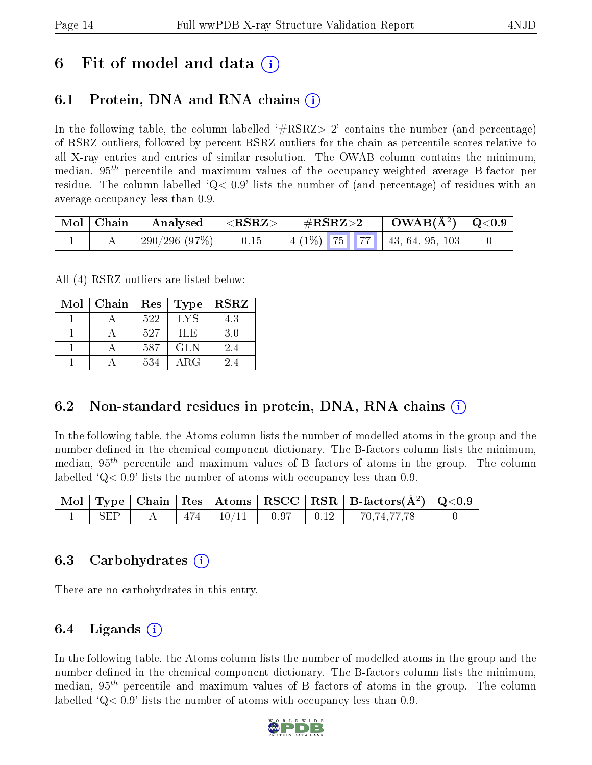# 6 Fit of model and data (i)

## 6.1 Protein, DNA and RNA chains (i)

In the following table, the column labelled '#RSRZ> 2' contains the number (and percentage) of RSRZ outliers, followed by percent RSRZ outliers for the chain as percentile scores relative to all X-ray entries and entries of similar resolution. The OWAB column contains the minimum, median, $95^{th}$ percentile and maximum values of the occupancy-weighted average B-factor per residue. The column labelled 'Q< 0.9' lists the number of (and percentage) of residues with an average occupancy less than 0.9.

| Mol | Chain | Analysed | <RSRZ> | #RSRZ>2 | | | OWAB(Å$^2$) | Q<0.9 |
|---|---|---|---|---|---|---|---|---|
| 1 | A | 290/296 (97%) | 0.15 | 4 (1%) | 75 | 77 | 43, 64, 95, 103 | 0 |

All (4) RSRZ outliers are listed below:

| Mol | Chain | Res | Type | RSRZ |
|---|---|---|---|---|
| 1 | A | 522 | LYS | 4.3 |
| 1 | A | 527 | ILE | 3.0 |
| 1 | A | 587 | GLN | 2.4 |
| 1 | A | 534 | ARG | 2.4 |

## 6.2 Non-standard residues in protein, DNA, RNA chains (i)

In the following table, the Atoms column lists the number of modelled atoms in the group and the number defined in the chemical component dictionary. The B-factors column lists the minimum, median, $95^{th}$ percentile and maximum values of B factors of atoms in the group. The column labelled 'Q< 0.9' lists the number of atoms with occupancy less than 0.9.

| Mol | Type | Chain | Res | Atoms | RSCC | RSR | B-factors(Å$^2$) | Q<0.9 |
|---|---|---|---|---|---|---|---|---|
| 1 | SEP | A | 474 | 10/11 | 0.97 | 0.12 | 70,74,77,78 | 0 |

## 6.3 Carbohydrates (i)

There are no carbohydrates in this entry.

## 6.4 Ligands (i)

In the following table, the Atoms column lists the number of modelled atoms in the group and the number defined in the chemical component dictionary. The B-factors column lists the minimum, median, $95^{th}$ percentile and maximum values of B factors of atoms in the group. The column labelled 'Q< 0.9' lists the number of atoms with occupancy less than 0.9.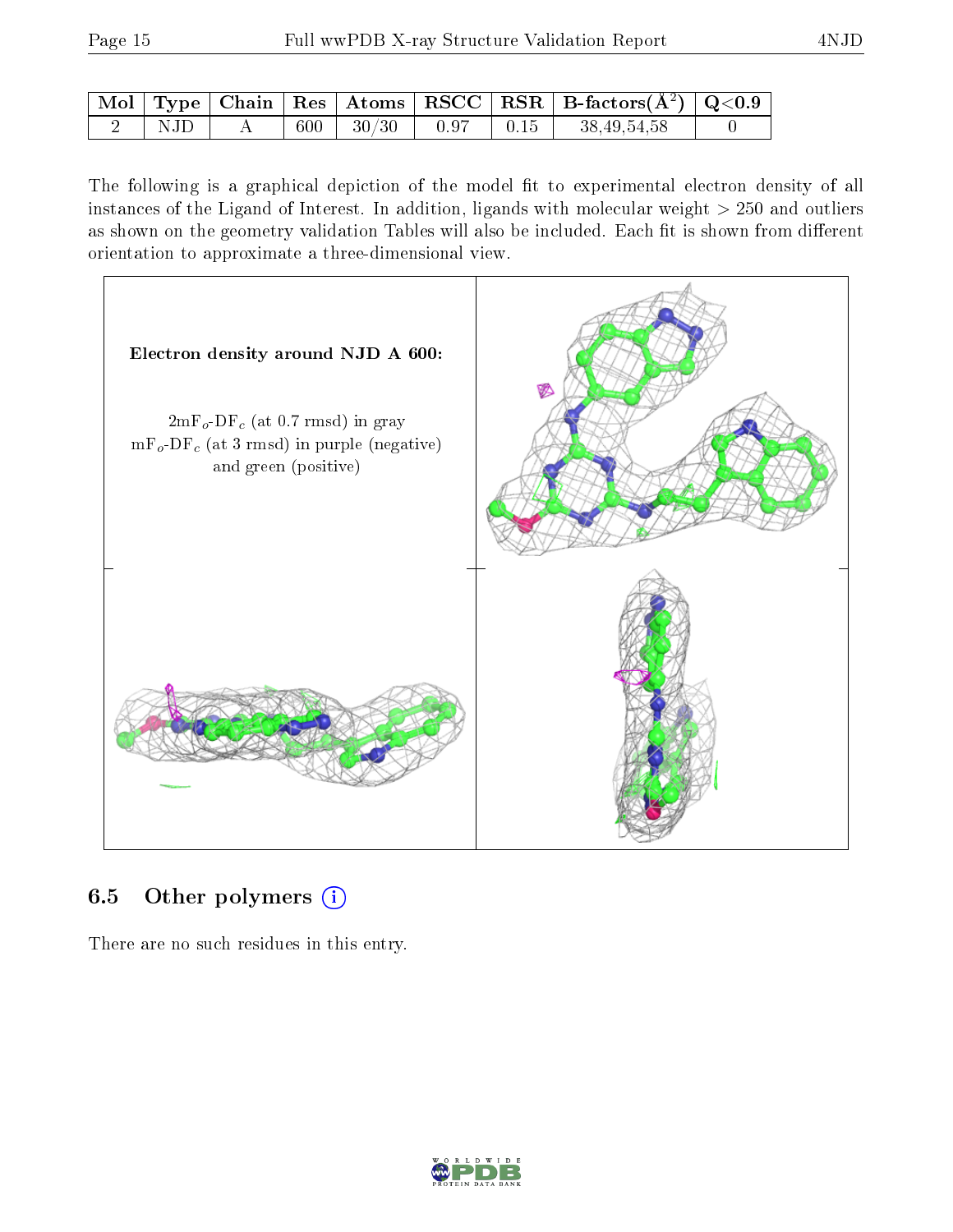| Mol | Type | Chain | Res | Atoms | RSCC | RSR | B-factors($Å^2$) | Q<0.9 |
|---|---|---|---|---|---|---|---|---|
| 2 | NJD | A | 600 | 30/30 | 0.97 | 0.15 | 38,49,54,58 | 0 |

The following is a graphical depiction of the model fit to experimental electron density of all instances of the Ligand of Interest. In addition, ligands with molecular weight > 250 and outliers as shown on the geometry validation Tables will also be included. Each fit is shown from different orientation to approximate a three-dimensional view.

**Electron density around NJD A 600:**

$2mF_o$-$DF_c$ (at 0.7 rmsd) in gray
$mF_o$-$DF_c$ (at 3 rmsd) in purple (negative) and green (positive)

## 6.5 Other polymers

There are no such residues in this entry.